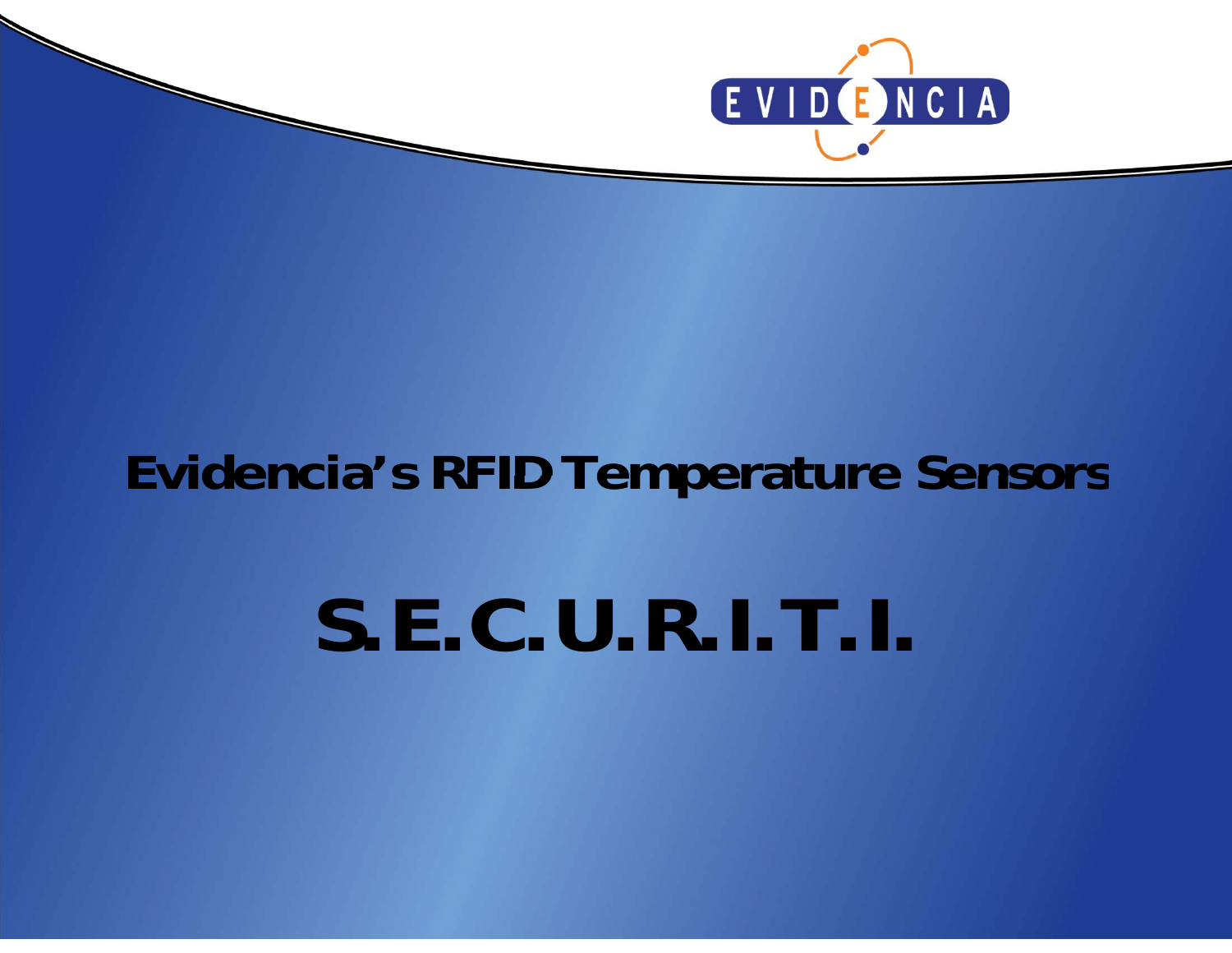EVIDENCIA

# Evidencia's RFID Temperature Sensors

# S.E.C.U.R.I.T.I.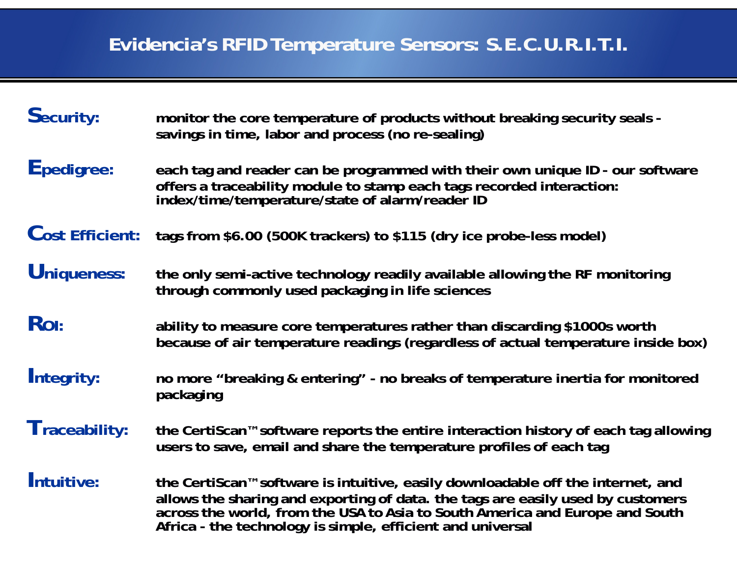# Evidencia's RFID Temperature Sensors: S.E.C.U.R.I.T.I.

**Security:** monitor the core temperature of products without breaking security seals - savings in time, labor and process (no re-sealing)

**Epedigree:** each tag and reader can be programmed with their own unique ID - our software offers a traceability module to stamp each tags recorded interaction: index/time/temperature/state of alarm/reader ID

**Cost Efficient:** tags from $6.00 (500K trackers) to $115 (dry ice probe-less model)

**Uniqueness:** the only semi-active technology readily available allowing the RF monitoring through commonly used packaging in life sciences

**ROI:** ability to measure core temperatures rather than discarding $1000s worth because of air temperature readings (regardless of actual temperature inside box)

**Integrity:** no more "breaking & entering" - no breaks of temperature inertia for monitored packaging

**Traceability:** the CertiScan™ software reports the entire interaction history of each tag allowing users to save, email and share the temperature profiles of each tag

**Intuitive:** the CertiScan™ software is intuitive, easily downloadable off the internet, and allows the sharing and exporting of data. the tags are easily used by customers across the world, from the USA to Asia to South America and Europe and South Africa - the technology is simple, efficient and universal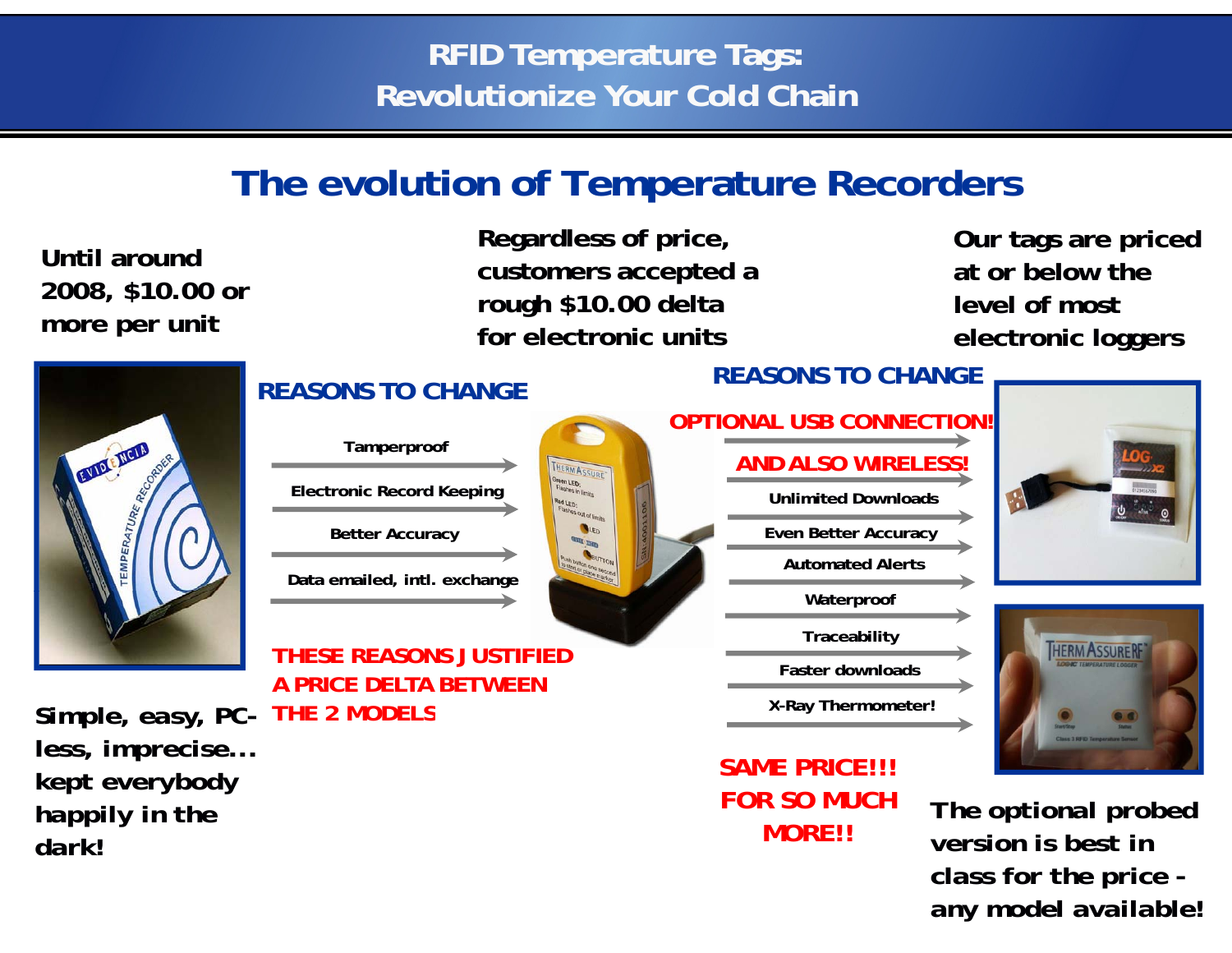# RFID Temperature Tags: Revolutionize Your Cold Chain

## The evolution of Temperature Recorders

**Until around 2008, $10.00 or more per unit**

**Simple, easy, PC-less, imprecise... kept everybody happily in the dark!**

**Regardless of price, customers accepted a rough $10.00 delta for electronic units**

### REASONS TO CHANGE

- Tamperproof
- Electronic Record Keeping
- Better Accuracy
- Data emailed, intl. exchange

**THESE REASONS JUSTIFIED A PRICE DELTA BETWEEN THE 2 MODELS**

**Our tags are priced at or below the level of most electronic loggers**

### REASONS TO CHANGE

- **OPTIONAL USB CONNECTION!**
- **AND ALSO WIRELESS!**
- Unlimited Downloads
- Even Better Accuracy
- Automated Alerts
- Waterproof
- Traceability
- Faster downloads
- X-Ray Thermometer!

**SAME PRICE!!! FOR SO MUCH MORE!!**

**The optional probed version is best in class for the price - any model available!**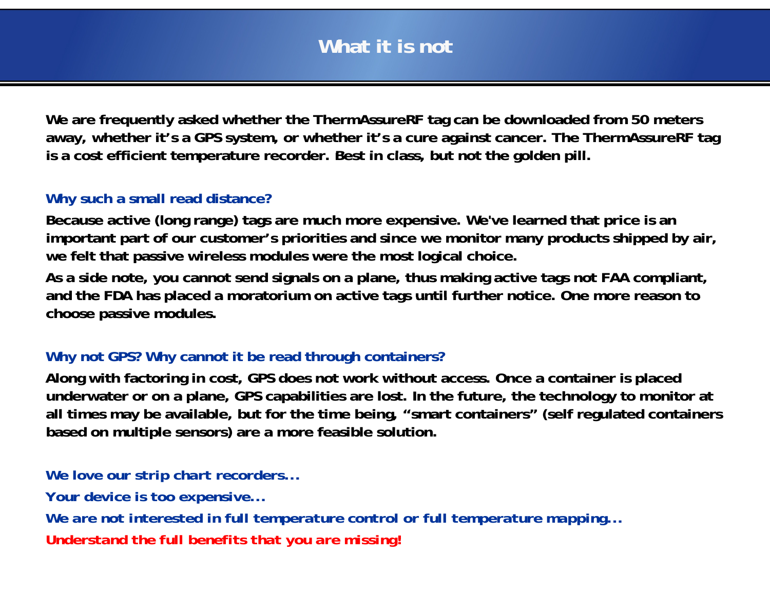# What it is not

**We are frequently asked whether the ThermAssureRF tag can be downloaded from 50 meters away, whether it's a GPS system, or whether it's a cure against cancer. The ThermAssureRF tag is a cost efficient temperature recorder. Best in class, but not the golden pill.**

### Why such a small read distance?

**Because active (long range) tags are much more expensive. We've learned that price is an important part of our customer's priorities and since we monitor many products shipped by air, we felt that passive wireless modules were the most logical choice.**

**As a side note, you cannot send signals on a plane, thus making active tags not FAA compliant, and the FDA has placed a moratorium on active tags until further notice. One more reason to choose passive modules.**

### Why not GPS? Why cannot it be read through containers?

**Along with factoring in cost, GPS does not work without access. Once a container is placed underwater or on a plane, GPS capabilities are lost. In the future, the technology to monitor at all times may be available, but for the time being, "smart containers" (self regulated containers based on multiple sensors) are a more feasible solution.**

**We love our strip chart recorders...**

**Your device is too expensive...**

**We are not interested in full temperature control or full temperature mapping...**

**Understand the full benefits that you are missing!**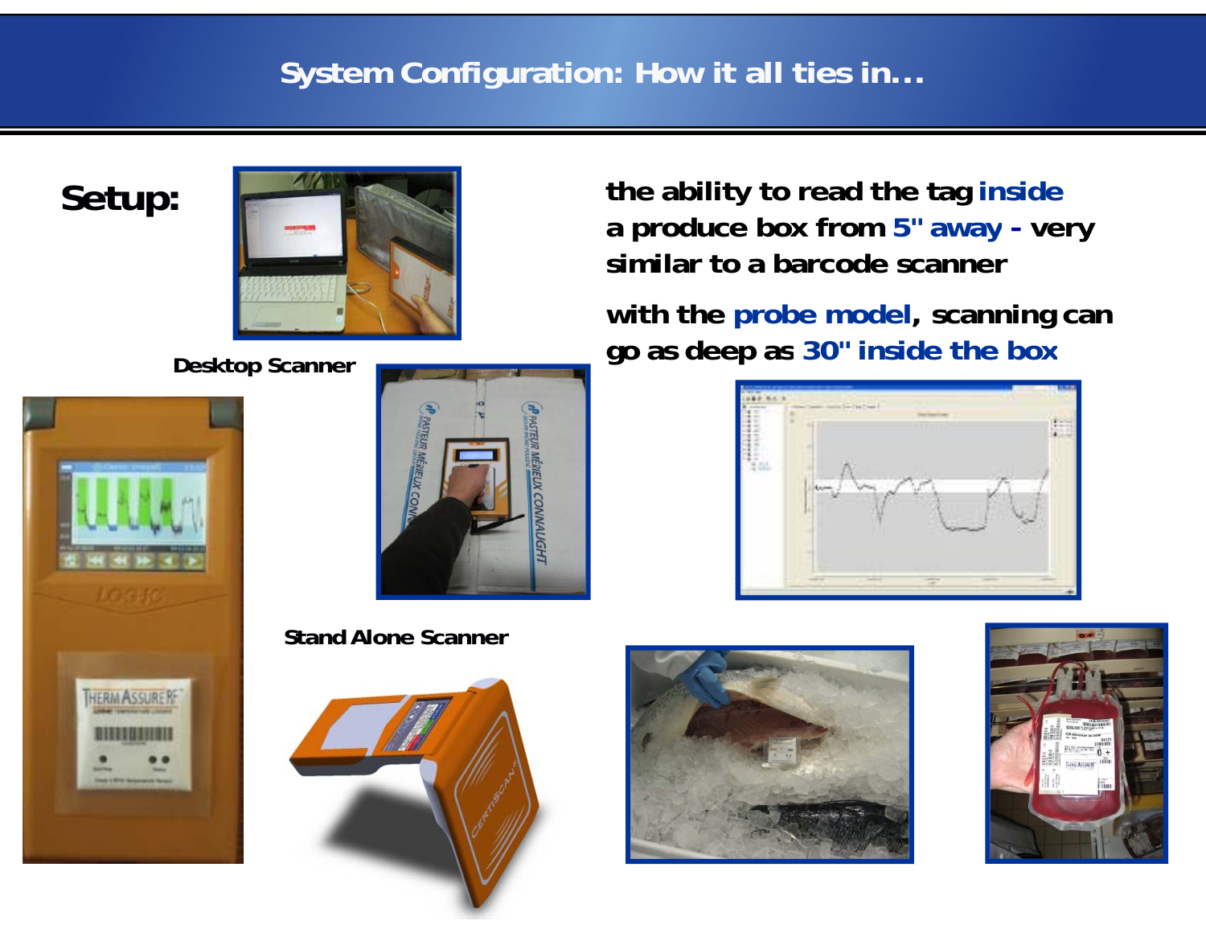# System Configuration: How it all ties in…

**Setup:**

Desktop Scanner

the ability to read the tag inside a produce box from 5" away - very similar to a barcode scanner

with the probe model, scanning can go as deep as 30" inside the box

Stand Alone Scanner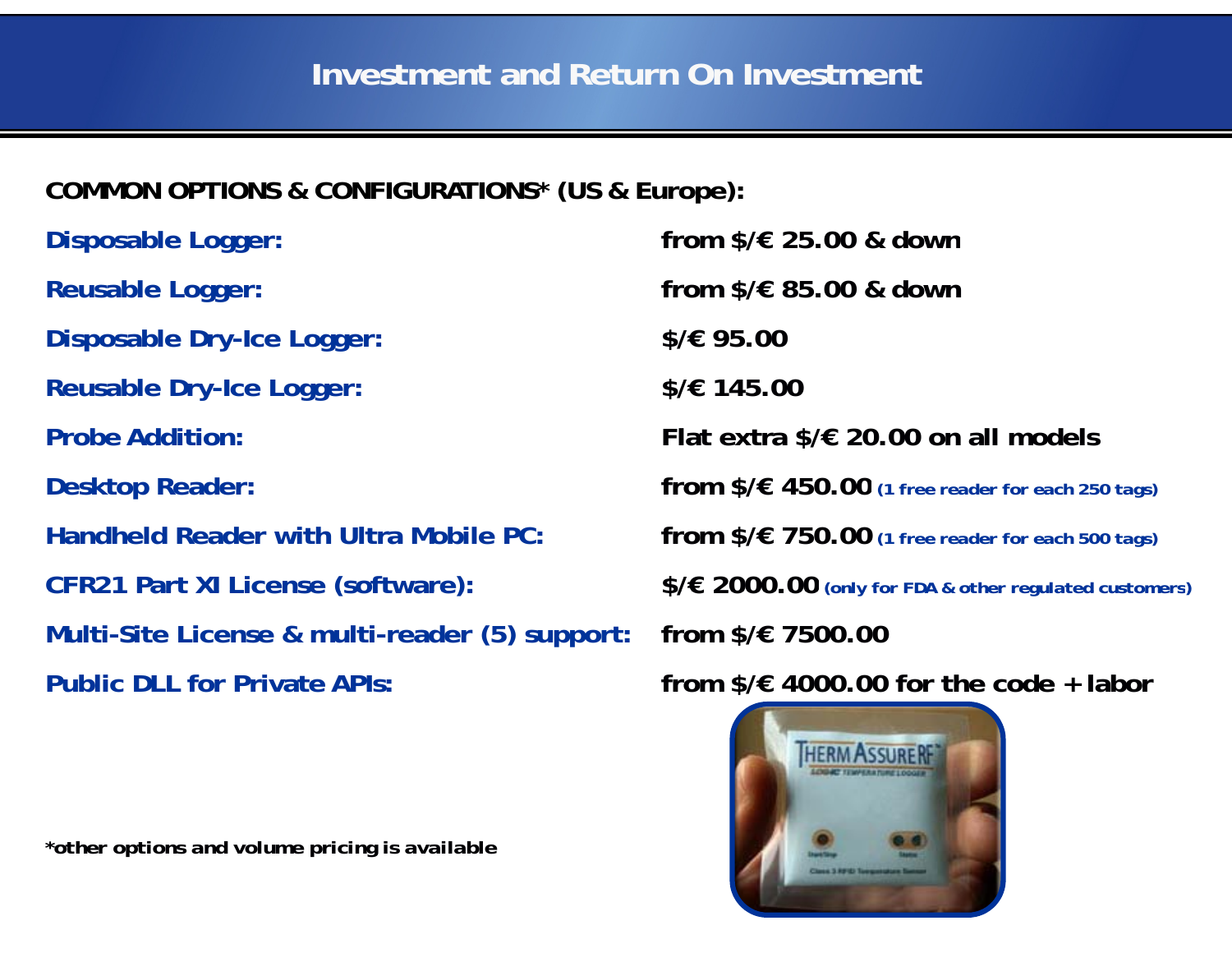# Investment and Return On Investment

**COMMON OPTIONS & CONFIGURATIONS* (US & Europe):**

| | |
|---|---|
| **Disposable Logger:** | **from $/€ 25.00 & down** |
| **Reusable Logger:** | **from $/€ 85.00 & down** |
| **Disposable Dry-Ice Logger:** | **$/€ 95.00** |
| **Reusable Dry-Ice Logger:** | **$/€ 145.00** |
| **Probe Addition:** | **Flat extra $/€ 20.00 on all models** |
| **Desktop Reader:** | **from $/€ 450.00** (1 free reader for each 250 tags) |
| **Handheld Reader with Ultra Mobile PC:** | **from $/€ 750.00** (1 free reader for each 500 tags) |
| **CFR21 Part XI License (software):** | **$/€ 2000.00** (only for FDA & other regulated customers) |
| **Multi-Site License & multi-reader (5) support:** | **from $/€ 7500.00** |
| **Public DLL for Private APIs:** | **from $/€ 4000.00 for the code + labor** |

***other options and volume pricing is available**